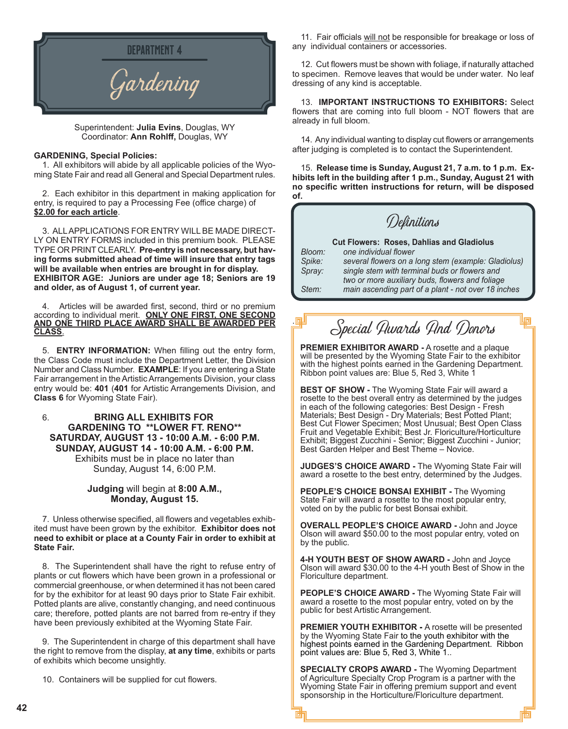# DEPARTMENT 4

# Gardening

Superintendent: **Julia Evins**, Douglas, WY
Coordinator: **Ann Rohlff,** Douglas, WY

**GARDENING, Special Policies:**

1. All exhibitors will abide by all applicable policies of the Wyoming State Fair and read all General and Special Department rules.

2. Each exhibitor in this department in making application for entry, is required to pay a Processing Fee (office charge) of **$2.00 for each article**.

3. ALL APPLICATIONS FOR ENTRY WILL BE MADE DIRECTLY ON ENTRY FORMS included in this premium book. PLEASE TYPE OR PRINT CLEARLY. **Pre-entry is not necessary, but having forms submitted ahead of time will insure that entry tags will be available when entries are brought in for display. EXHIBITOR AGE: Juniors are under age 18; Seniors are 19 and older, as of August 1, of current year.**

4. Articles will be awarded first, second, third or no premium according to individual merit. **ONLY ONE FIRST, ONE SECOND AND ONE THIRD PLACE AWARD SHALL BE AWARDED PER CLASS**.

5. **ENTRY INFORMATION:** When filling out the entry form, the Class Code must include the Department Letter, the Division Number and Class Number. **EXAMPLE**: If you are entering a State Fair arrangement in the Artistic Arrangements Division, your class entry would be: **401** (**401** for Artistic Arrangements Division, and **Class 6** for Wyoming State Fair).

6. **BRING ALL EXHIBITS FOR GARDENING TO \*\*LOWER FT. RENO\*\* SATURDAY, AUGUST 13 - 10:00 A.M. - 6:00 P.M. SUNDAY, AUGUST 14 - 10:00 A.M. - 6:00 P.M.**
Exhibits must be in place no later than Sunday, August 14, 6:00 P.M.

**Judging** will begin at **8:00 A.M., Monday, August 15.**

7. Unless otherwise specified, all flowers and vegetables exhibited must have been grown by the exhibitor. **Exhibitor does not need to exhibit or place at a County Fair in order to exhibit at State Fair.**

8. The Superintendent shall have the right to refuse entry of plants or cut flowers which have been grown in a professional or commercial greenhouse, or when determined it has not been cared for by the exhibitor for at least 90 days prior to State Fair exhibit. Potted plants are alive, constantly changing, and need continuous care; therefore, potted plants are not barred from re-entry if they have been previously exhibited at the Wyoming State Fair.

9. The Superintendent in charge of this department shall have the right to remove from the display, **at any time**, exhibits or parts of exhibits which become unsightly.

10. Containers will be supplied for cut flowers.

11. Fair officials will not be responsible for breakage or loss of any individual containers or accessories.

12. Cut flowers must be shown with foliage, if naturally attached to specimen. Remove leaves that would be under water. No leaf dressing of any kind is acceptable.

13. **IMPORTANT INSTRUCTIONS TO EXHIBITORS:** Select flowers that are coming into full bloom - NOT flowers that are already in full bloom.

14. Any individual wanting to display cut flowers or arrangements after judging is completed is to contact the Superintendent.

15. **Release time is Sunday, August 21, 7 a.m. to 1 p.m. Exhibits left in the building after 1 p.m., Sunday, August 21 with no specific written instructions for return, will be disposed of.**

## Definitions

**Cut Flowers: Roses, Dahlias and Gladiolus**

| | |
|---|---|
| *Bloom:* | *one individual flower* |
| *Spike:* | *several flowers on a long stem (example: Gladiolus)* |
| *Spray:* | *single stem with terminal buds or flowers and two or more auxiliary buds, flowers and foliage* |
| *Stem:* | *main ascending part of a plant - not over 18 inches* |

## Special Awards And Donors

**PREMIER EXHIBITOR AWARD -** A rosette and a plaque will be presented by the Wyoming State Fair to the exhibitor with the highest points earned in the Gardening Department. Ribbon point values are: Blue 5, Red 3, White 1

**BEST OF SHOW -** The Wyoming State Fair will award a rosette to the best overall entry as determined by the judges in each of the following categories: Best Design - Fresh Materials; Best Design - Dry Materials; Best Potted Plant; Best Cut Flower Specimen; Most Unusual; Best Open Class Fruit and Vegetable Exhibit; Best Jr. Floriculture/Horticulture Exhibit; Biggest Zucchini - Senior; Biggest Zucchini - Junior; Best Garden Helper and Best Theme – Novice.

**JUDGES'S CHOICE AWARD -** The Wyoming State Fair will award a rosette to the best entry, determined by the Judges.

**PEOPLE'S CHOICE BONSAI EXHIBIT -** The Wyoming State Fair will award a rosette to the most popular entry, voted on by the public for best Bonsai exhibit.

**OVERALL PEOPLE'S CHOICE AWARD -** John and Joyce Olson will award $50.00 to the most popular entry, voted on by the public.

**4-H YOUTH BEST OF SHOW AWARD -** John and Joyce Olson will award $30.00 to the 4-H youth Best of Show in the Floriculture department.

**PEOPLE'S CHOICE AWARD -** The Wyoming State Fair will award a rosette to the most popular entry, voted on by the public for best Artistic Arrangement.

**PREMIER YOUTH EXHIBITOR -** A rosette will be presented by the Wyoming State Fair to the youth exhibitor with the highest points earned in the Gardening Department. Ribbon point values are: Blue 5, Red 3, White 1..

**SPECIALTY CROPS AWARD -** The Wyoming Department of Agriculture Specialty Crop Program is a partner with the Wyoming State Fair in offering premium support and event sponsorship in the Horticulture/Floriculture department.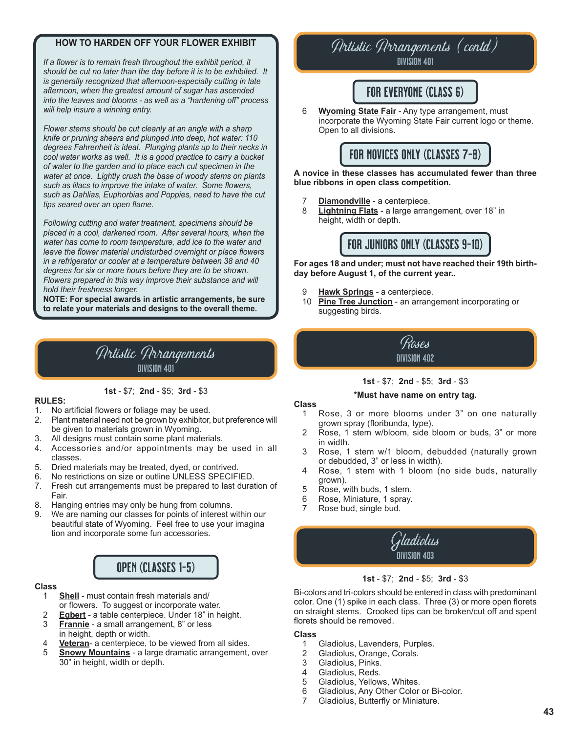## HOW TO HARDEN OFF YOUR FLOWER EXHIBIT

*If a flower is to remain fresh throughout the exhibit period, it should be cut no later than the day before it is to be exhibited. It is generally recognized that afternoon-especially cutting in late afternoon, when the greatest amount of sugar has ascended into the leaves and blooms - as well as a "hardening off" process will help insure a winning entry.*

*Flower stems should be cut cleanly at an angle with a sharp knife or pruning shears and plunged into deep, hot water: 110 degrees Fahrenheit is ideal. Plunging plants up to their necks in cool water works as well. It is a good practice to carry a bucket of water to the garden and to place each cut specimen in the water at once. Lightly crush the base of woody stems on plants such as lilacs to improve the intake of water. Some flowers, such as Dahlias, Euphorbias and Poppies, need to have the cut tips seared over an open flame.*

*Following cutting and water treatment, specimens should be placed in a cool, darkened room. After several hours, when the water has come to room temperature, add ice to the water and leave the flower material undisturbed overnight or place flowers in a refrigerator or cooler at a temperature between 38 and 40 degrees for six or more hours before they are to be shown. Flowers prepared in this way improve their substance and will hold their freshness longer.*

**NOTE: For special awards in artistic arrangements, be sure to relate your materials and designs to the overall theme.**

# Artistic Arrangements
## DIVISION 401

**1st** - $7; **2nd** - $5; **3rd** - $3

**RULES:**
1. No artificial flowers or foliage may be used.
2. Plant material need not be grown by exhibitor, but preference will be given to materials grown in Wyoming.
3. All designs must contain some plant materials.
4. Accessories and/or appointments may be used in all classes.
5. Dried materials may be treated, dyed, or contrived.
6. No restrictions on size or outline UNLESS SPECIFIED.
7. Fresh cut arrangements must be prepared to last duration of Fair.
8. Hanging entries may only be hung from columns.
9. We are naming our classes for points of interest within our beautiful state of Wyoming. Feel free to use your imagina tion and incorporate some fun accessories.

### OPEN (CLASSES 1-5)

**Class**
1. **Shell** - must contain fresh materials and/ or flowers. To suggest or incorporate water.
2. **Egbert** - a table centerpiece. Under 18" in height.
3. **Frannie** - a small arrangement, 8" or less in height, depth or width.
4. **Veteran**- a centerpiece, to be viewed from all sides.
5. **Snowy Mountains** - a large dramatic arrangement, over 30" in height, width or depth.

# Artistic Arrangements (contd)
## DIVISION 401

### FOR EVERYONE (CLASS 6)

6. **Wyoming State Fair** - Any type arrangement, must incorporate the Wyoming State Fair current logo or theme. Open to all divisions.

### FOR NOVICES ONLY (CLASSES 7-8)

**A novice in these classes has accumulated fewer than three blue ribbons in open class competition.**

7. **Diamondville** - a centerpiece.
8. **Lightning Flats** - a large arrangement, over 18" in height, width or depth.

### FOR JUNIORS ONLY (CLASSES 9-10)

**For ages 18 and under; must not have reached their 19th birthday before August 1, of the current year..**

9. **Hawk Springs** - a centerpiece.
10. **Pine Tree Junction** - an arrangement incorporating or suggesting birds.

# Roses
## DIVISION 402

**1st** - $7; **2nd** - $5; **3rd** - $3

**\*Must have name on entry tag.**

**Class**
1. Rose, 3 or more blooms under 3" on one naturally grown spray (floribunda, type).
2. Rose, 1 stem w/bloom, side bloom or buds, 3" or more in width.
3. Rose, 1 stem w/1 bloom, debudded (naturally grown or debudded, 3" or less in width).
4. Rose, 1 stem with 1 bloom (no side buds, naturally grown).
5. Rose, with buds, 1 stem.
6. Rose, Miniature, 1 spray.
7. Rose bud, single bud.

# Gladiolus
## DIVISION 403

**1st** - $7; **2nd** - $5; **3rd** - $3

Bi-colors and tri-colors should be entered in class with predominant color. One (1) spike in each class. Three (3) or more open florets on straight stems. Crooked tips can be broken/cut off and spent florets should be removed.

**Class**
1. Gladiolus, Lavenders, Purples.
2. Gladiolus, Orange, Corals.
3. Gladiolus, Pinks.
4. Gladiolus, Reds.
5. Gladiolus, Yellows, Whites.
6. Gladiolus, Any Other Color or Bi-color.
7. Gladiolus, Butterfly or Miniature.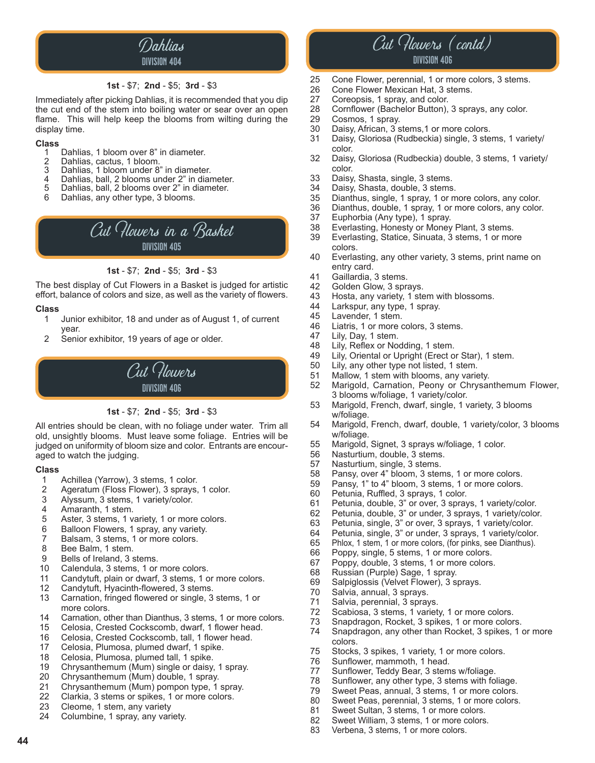## Dahlias
### DIVISION 404

**1st** - $7; **2nd** - $5; **3rd** - $3

Immediately after picking Dahlias, it is recommended that you dip the cut end of the stem into boiling water or sear over an open flame. This will help keep the blooms from wilting during the display time.

**Class**

1. Dahlias, 1 bloom over 8" in diameter.
2. Dahlias, cactus, 1 bloom.
3. Dahlias, 1 bloom under 8" in diameter.
4. Dahlias, ball, 2 blooms under 2" in diameter.
5. Dahlias, ball, 2 blooms over 2" in diameter.
6. Dahlias, any other type, 3 blooms.

## Cut Flowers in a Basket
### DIVISION 405

**1st** - $7; **2nd** - $5; **3rd** - $3

The best display of Cut Flowers in a Basket is judged for artistic effort, balance of colors and size, as well as the variety of flowers.

**Class**

1. Junior exhibitor, 18 and under as of August 1, of current year.
2. Senior exhibitor, 19 years of age or older.

## Cut Flowers
### DIVISION 406

**1st** - $7; **2nd** - $5; **3rd** - $3

All entries should be clean, with no foliage under water. Trim all old, unsightly blooms. Must leave some foliage. Entries will be judged on uniformity of bloom size and color. Entrants are encouraged to watch the judging.

**Class**

1. Achillea (Yarrow), 3 stems, 1 color.
2. Ageratum (Floss Flower), 3 sprays, 1 color.
3. Alyssum, 3 stems, 1 variety/color.
4. Amaranth, 1 stem.
5. Aster, 3 stems, 1 variety, 1 or more colors.
6. Balloon Flowers, 1 spray, any variety.
7. Balsam, 3 stems, 1 or more colors.
8. Bee Balm, 1 stem.
9. Bells of Ireland, 3 stems.
10. Calendula, 3 stems, 1 or more colors.
11. Candytuft, plain or dwarf, 3 stems, 1 or more colors.
12. Candytuft, Hyacinth-flowered, 3 stems.
13. Carnation, fringed flowered or single, 3 stems, 1 or more colors.
14. Carnation, other than Dianthus, 3 stems, 1 or more colors.
15. Celosia, Crested Cockscomb, dwarf, 1 flower head.
16. Celosia, Crested Cockscomb, tall, 1 flower head.
17. Celosia, Plumosa, plumed dwarf, 1 spike.
18. Celosia, Plumosa, plumed tall, 1 spike.
19. Chrysanthemum (Mum) single or daisy, 1 spray.
20. Chrysanthemum (Mum) double, 1 spray.
21. Chrysanthemum (Mum) pompon type, 1 spray.
22. Clarkia, 3 stems or spikes, 1 or more colors.
23. Cleome, 1 stem, any variety
24. Columbine, 1 spray, any variety.

## Cut Flowers (contd)
### DIVISION 406

25. Cone Flower, perennial, 1 or more colors, 3 stems.
26. Cone Flower Mexican Hat, 3 stems.
27. Coreopsis, 1 spray, and color.
28. Cornflower (Bachelor Button), 3 sprays, any color.
29. Cosmos, 1 spray.
30. Daisy, African, 3 stems,1 or more colors.
31. Daisy, Gloriosa (Rudbeckia) single, 3 stems, 1 variety/color.
32. Daisy, Gloriosa (Rudbeckia) double, 3 stems, 1 variety/color.
33. Daisy, Shasta, single, 3 stems.
34. Daisy, Shasta, double, 3 stems.
35. Dianthus, single, 1 spray, 1 or more colors, any color.
36. Dianthus, double, 1 spray, 1 or more colors, any color.
37. Euphorbia (Any type), 1 spray.
38. Everlasting, Honesty or Money Plant, 3 stems.
39. Everlasting, Statice, Sinuata, 3 stems, 1 or more colors.
40. Everlasting, any other variety, 3 stems, print name on entry card.
41. Gaillardia, 3 stems.
42. Golden Glow, 3 sprays.
43. Hosta, any variety, 1 stem with blossoms.
44. Larkspur, any type, 1 spray.
45. Lavender, 1 stem.
46. Liatris, 1 or more colors, 3 stems.
47. Lily, Day, 1 stem.
48. Lily, Reflex or Nodding, 1 stem.
49. Lily, Oriental or Upright (Erect or Star), 1 stem.
50. Lily, any other type not listed, 1 stem.
51. Mallow, 1 stem with blooms, any variety.
52. Marigold, Carnation, Peony or Chrysanthemum Flower, 3 blooms w/foliage, 1 variety/color.
53. Marigold, French, dwarf, single, 1 variety, 3 blooms w/foliage.
54. Marigold, French, dwarf, double, 1 variety/color, 3 blooms w/foliage.
55. Marigold, Signet, 3 sprays w/foliage, 1 color.
56. Nasturtium, double, 3 stems.
57. Nasturtium, single, 3 stems.
58. Pansy, over 4" bloom, 3 stems, 1 or more colors.
59. Pansy, 1" to 4" bloom, 3 stems, 1 or more colors.
60. Petunia, Ruffled, 3 sprays, 1 color.
61. Petunia, double, 3" or over, 3 sprays, 1 variety/color.
62. Petunia, double, 3" or under, 3 sprays, 1 variety/color.
63. Petunia, single, 3" or over, 3 sprays, 1 variety/color.
64. Petunia, single, 3" or under, 3 sprays, 1 variety/color.
65. Phlox, 1 stem, 1 or more colors, (for pinks, see Dianthus).
66. Poppy, single, 5 stems, 1 or more colors.
67. Poppy, double, 3 stems, 1 or more colors.
68. Russian (Purple) Sage, 1 spray.
69. Salpiglossis (Velvet Flower), 3 sprays.
70. Salvia, annual, 3 sprays.
71. Salvia, perennial, 3 sprays.
72. Scabiosa, 3 stems, 1 variety, 1 or more colors.
73. Snapdragon, Rocket, 3 spikes, 1 or more colors.
74. Snapdragon, any other than Rocket, 3 spikes, 1 or more colors.
75. Stocks, 3 spikes, 1 variety, 1 or more colors.
76. Sunflower, mammoth, 1 head.
77. Sunflower, Teddy Bear, 3 stems w/foliage.
78. Sunflower, any other type, 3 stems with foliage.
79. Sweet Peas, annual, 3 stems, 1 or more colors.
80. Sweet Peas, perennial, 3 stems, 1 or more colors.
81. Sweet Sultan, 3 stems, 1 or more colors.
82. Sweet William, 3 stems, 1 or more colors.
83. Verbena, 3 stems, 1 or more colors.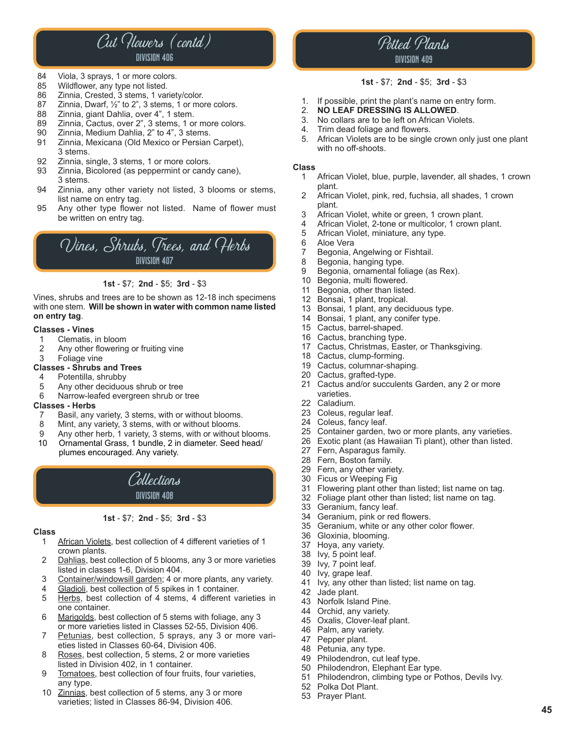## Cut Flowers (contd)

### DIVISION 406

84 Viola, 3 sprays, 1 or more colors.
85 Wildflower, any type not listed.
86 Zinnia, Crested, 3 stems, 1 variety/color.
87 Zinnia, Dwarf, ½" to 2", 3 stems, 1 or more colors.
88 Zinnia, giant Dahlia, over 4", 1 stem.
89 Zinnia, Cactus, over 2", 3 stems, 1 or more colors.
90 Zinnia, Medium Dahlia, 2" to 4", 3 stems.
91 Zinnia, Mexicana (Old Mexico or Persian Carpet), 3 stems.
92 Zinnia, single, 3 stems, 1 or more colors.
93 Zinnia, Bicolored (as peppermint or candy cane), 3 stems.
94 Zinnia, any other variety not listed, 3 blooms or stems, list name on entry tag.
95 Any other type flower not listed. Name of flower must be written on entry tag.

## Vines, Shrubs, Trees, and Herbs

### DIVISION 407

**1st** - $7; **2nd** - $5; **3rd** - $3

Vines, shrubs and trees are to be shown as 12-18 inch specimens with one stem. **Will be shown in water with common name listed on entry tag**.

**Classes - Vines**

1 Clematis, in bloom
2 Any other flowering or fruiting vine
3 Foliage vine

**Classes - Shrubs and Trees**

4 Potentilla, shrubby
5 Any other deciduous shrub or tree
6 Narrow-leafed evergreen shrub or tree

**Classes - Herbs**

7 Basil, any variety, 3 stems, with or without blooms.
8 Mint, any variety, 3 stems, with or without blooms.
9 Any other herb, 1 variety, 3 stems, with or without blooms.
10 Ornamental Grass, 1 bundle, 2 in diameter. Seed head/ plumes encouraged. Any variety.

## Collections

### DIVISION 408

**1st** - $7; **2nd** - $5; **3rd** - $3

**Class**

1 African Violets, best collection of 4 different varieties of 1 crown plants.
2 Dahlias, best collection of 5 blooms, any 3 or more varieties listed in classes 1-6, Division 404.
3 Container/windowsill garden; 4 or more plants, any variety.
4 Gladioli, best collection of 5 spikes in 1 container.
5 Herbs, best collection of 4 stems, 4 different varieties in one container.
6 Marigolds, best collection of 5 stems with foliage, any 3 or more varieties listed in Classes 52-55, Division 406.
7 Petunias, best collection, 5 sprays, any 3 or more varieties listed in Classes 60-64, Division 406.
8 Roses, best collection, 5 stems, 2 or more varieties listed in Division 402, in 1 container.
9 Tomatoes, best collection of four fruits, four varieties, any type.
10 Zinnias, best collection of 5 stems, any 3 or more varieties; listed in Classes 86-94, Division 406.

## Potted Plants

### DIVISION 409

**1st** - $7; **2nd** - $5; **3rd** - $3

1. If possible, print the plant's name on entry form.
2. **NO LEAF DRESSING IS ALLOWED**.
3. No collars are to be left on African Violets.
4. Trim dead foliage and flowers.
5. African Violets are to be single crown only just one plant with no off-shoots.

**Class**

1 African Violet, blue, purple, lavender, all shades, 1 crown plant.
2 African Violet, pink, red, fuchsia, all shades, 1 crown plant.
3 African Violet, white or green, 1 crown plant.
4 African Violet, 2-tone or multicolor, 1 crown plant.
5 African Violet, miniature, any type.
6 Aloe Vera
7 Begonia, Angelwing or Fishtail.
8 Begonia, hanging type.
9 Begonia, ornamental foliage (as Rex).
10 Begonia, multi flowered.
11 Begonia, other than listed.
12 Bonsai, 1 plant, tropical.
13 Bonsai, 1 plant, any deciduous type.
14 Bonsai, 1 plant, any conifer type.
15 Cactus, barrel-shaped.
16 Cactus, branching type.
17 Cactus, Christmas, Easter, or Thanksgiving.
18 Cactus, clump-forming.
19 Cactus, columnar-shaping.
20 Cactus, grafted-type.
21 Cactus and/or succulents Garden, any 2 or more varieties.
22 Caladium.
23 Coleus, regular leaf.
24 Coleus, fancy leaf.
25 Container garden, two or more plants, any varieties.
26 Exotic plant (as Hawaiian Ti plant), other than listed.
27 Fern, Asparagus family.
28 Fern, Boston family.
29 Fern, any other variety.
30 Ficus or Weeping Fig
31 Flowering plant other than listed; list name on tag.
32 Foliage plant other than listed; list name on tag.
33 Geranium, fancy leaf.
34 Geranium, pink or red flowers.
35 Geranium, white or any other color flower.
36 Gloxinia, blooming.
37 Hoya, any variety.
38 Ivy, 5 point leaf.
39 Ivy, 7 point leaf.
40 Ivy, grape leaf.
41 Ivy, any other than listed; list name on tag.
42 Jade plant.
43 Norfolk Island Pine.
44 Orchid, any variety.
45 Oxalis, Clover-leaf plant.
46 Palm, any variety.
47 Pepper plant.
48 Petunia, any type.
49 Philodendron, cut leaf type.
50 Philodendron, Elephant Ear type.
51 Philodendron, climbing type or Pothos, Devils Ivy.
52 Polka Dot Plant.
53 Prayer Plant.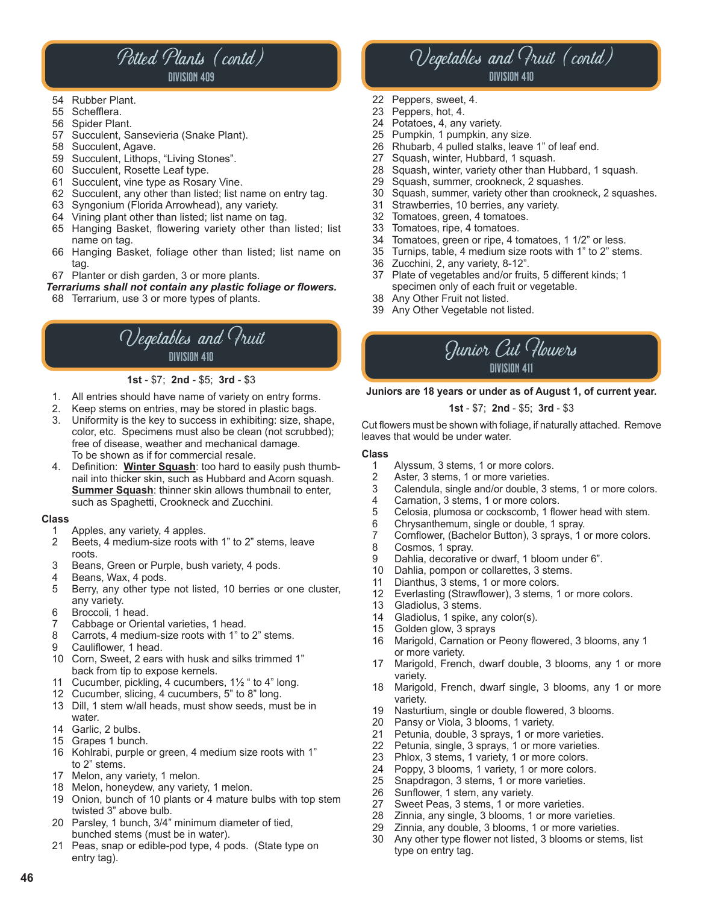## Potted Plants (contd)
### DIVISION 409

54 Rubber Plant.
55 Schefflera.
56 Spider Plant.
57 Succulent, Sansevieria (Snake Plant).
58 Succulent, Agave.
59 Succulent, Lithops, "Living Stones".
60 Succulent, Rosette Leaf type.
61 Succulent, vine type as Rosary Vine.
62 Succulent, any other than listed; list name on entry tag.
63 Syngonium (Florida Arrowhead), any variety.
64 Vining plant other than listed; list name on tag.
65 Hanging Basket, flowering variety other than listed; list name on tag.
66 Hanging Basket, foliage other than listed; list name on tag.
67 Planter or dish garden, 3 or more plants.

***Terrariums shall not contain any plastic foliage or flowers.***

68 Terrarium, use 3 or more types of plants.

## Vegetables and Fruit
### DIVISION 410

**1st** - $7; **2nd** - $5; **3rd** - $3

1. All entries should have name of variety on entry forms.
2. Keep stems on entries, may be stored in plastic bags.
3. Uniformity is the key to success in exhibiting: size, shape, color, etc. Specimens must also be clean (not scrubbed); free of disease, weather and mechanical damage. To be shown as if for commercial resale.
4. Definition: **Winter Squash**: too hard to easily push thumbnail into thicker skin, such as Hubbard and Acorn squash. **Summer Squash**: thinner skin allows thumbnail to enter, such as Spaghetti, Crookneck and Zucchini.

**Class**

1 Apples, any variety, 4 apples.
2 Beets, 4 medium-size roots with 1" to 2" stems, leave roots.
3 Beans, Green or Purple, bush variety, 4 pods.
4 Beans, Wax, 4 pods.
5 Berry, any other type not listed, 10 berries or one cluster, any variety.
6 Broccoli, 1 head.
7 Cabbage or Oriental varieties, 1 head.
8 Carrots, 4 medium-size roots with 1" to 2" stems.
9 Cauliflower, 1 head.
10 Corn, Sweet, 2 ears with husk and silks trimmed 1" back from tip to expose kernels.
11 Cucumber, pickling, 4 cucumbers, 1½ " to 4" long.
12 Cucumber, slicing, 4 cucumbers, 5" to 8" long.
13 Dill, 1 stem w/all heads, must show seeds, must be in water.
14 Garlic, 2 bulbs.
15 Grapes 1 bunch.
16 Kohlrabi, purple or green, 4 medium size roots with 1" to 2" stems.
17 Melon, any variety, 1 melon.
18 Melon, honeydew, any variety, 1 melon.
19 Onion, bunch of 10 plants or 4 mature bulbs with top stem twisted 3" above bulb.
20 Parsley, 1 bunch, 3/4" minimum diameter of tied, bunched stems (must be in water).
21 Peas, snap or edible-pod type, 4 pods. (State type on entry tag).

## Vegetables and Fruit (contd)
### DIVISION 410

22 Peppers, sweet, 4.
23 Peppers, hot, 4.
24 Potatoes, 4, any variety.
25 Pumpkin, 1 pumpkin, any size.
26 Rhubarb, 4 pulled stalks, leave 1" of leaf end.
27 Squash, winter, Hubbard, 1 squash.
28 Squash, winter, variety other than Hubbard, 1 squash.
29 Squash, summer, crookneck, 2 squashes.
30 Squash, summer, variety other than crookneck, 2 squashes.
31 Strawberries, 10 berries, any variety.
32 Tomatoes, green, 4 tomatoes.
33 Tomatoes, ripe, 4 tomatoes.
34 Tomatoes, green or ripe, 4 tomatoes, 1 1/2" or less.
35 Turnips, table, 4 medium size roots with 1" to 2" stems.
36 Zucchini, 2, any variety, 8-12".
37 Plate of vegetables and/or fruits, 5 different kinds; 1 specimen only of each fruit or vegetable.
38 Any Other Fruit not listed.
39 Any Other Vegetable not listed.

## Junior Cut Flowers
### DIVISION 411

**Juniors are 18 years or under as of August 1, of current year.**

**1st** - $7; **2nd** - $5; **3rd** - $3

Cut flowers must be shown with foliage, if naturally attached. Remove leaves that would be under water.

**Class**

1 Alyssum, 3 stems, 1 or more colors.
2 Aster, 3 stems, 1 or more varieties.
3 Calendula, single and/or double, 3 stems, 1 or more colors.
4 Carnation, 3 stems, 1 or more colors.
5 Celosia, plumosa or cockscomb, 1 flower head with stem.
6 Chrysanthemum, single or double, 1 spray.
7 Cornflower, (Bachelor Button), 3 sprays, 1 or more colors.
8 Cosmos, 1 spray.
9 Dahlia, decorative or dwarf, 1 bloom under 6".
10 Dahlia, pompon or collarettes, 3 stems.
11 Dianthus, 3 stems, 1 or more colors.
12 Everlasting (Strawflower), 3 stems, 1 or more colors.
13 Gladiolus, 3 stems.
14 Gladiolus, 1 spike, any color(s).
15 Golden glow, 3 sprays
16 Marigold, Carnation or Peony flowered, 3 blooms, any 1 or more variety.
17 Marigold, French, dwarf double, 3 blooms, any 1 or more variety.
18 Marigold, French, dwarf single, 3 blooms, any 1 or more variety.
19 Nasturtium, single or double flowered, 3 blooms.
20 Pansy or Viola, 3 blooms, 1 variety.
21 Petunia, double, 3 sprays, 1 or more varieties.
22 Petunia, single, 3 sprays, 1 or more varieties.
23 Phlox, 3 stems, 1 variety, 1 or more colors.
24 Poppy, 3 blooms, 1 variety, 1 or more colors.
25 Snapdragon, 3 stems, 1 or more varieties.
26 Sunflower, 1 stem, any variety.
27 Sweet Peas, 3 stems, 1 or more varieties.
28 Zinnia, any single, 3 blooms, 1 or more varieties.
29 Zinnia, any double, 3 blooms, 1 or more varieties.
30 Any other type flower not listed, 3 blooms or stems, list type on entry tag.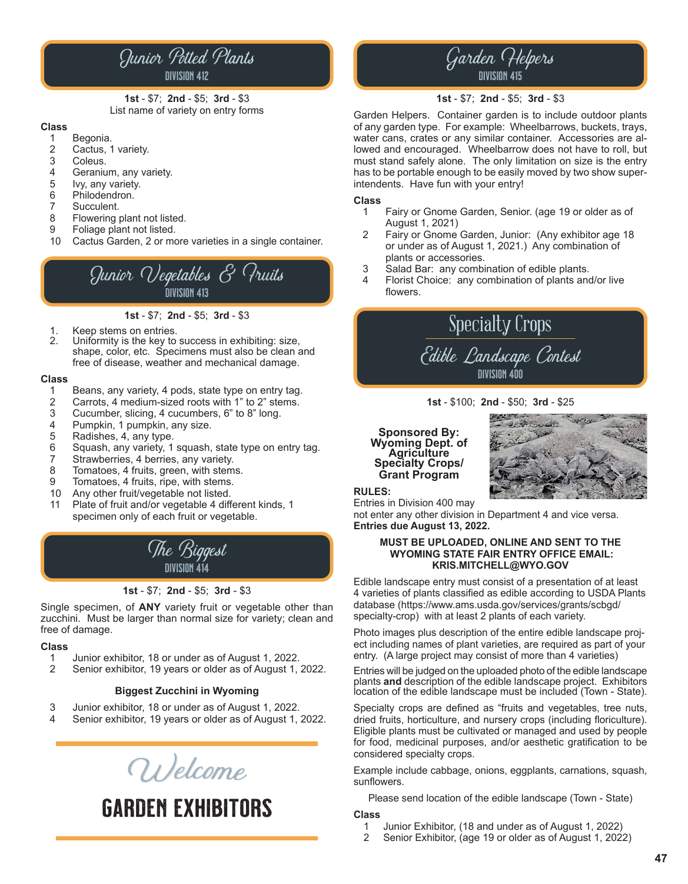## Junior Potted Plants
### DIVISION 412

**1st** - $7; **2nd** - $5; **3rd** - $3
List name of variety on entry forms

**Class**
1. Begonia.
2. Cactus, 1 variety.
3. Coleus.
4. Geranium, any variety.
5. Ivy, any variety.
6. Philodendron.
7. Succulent.
8. Flowering plant not listed.
9. Foliage plant not listed.
10. Cactus Garden, 2 or more varieties in a single container.

## Junior Vegetables & Fruits
### DIVISION 413

**1st** - $7; **2nd** - $5; **3rd** - $3

1. Keep stems on entries.
2. Uniformity is the key to success in exhibiting: size, shape, color, etc. Specimens must also be clean and free of disease, weather and mechanical damage.

**Class**
1. Beans, any variety, 4 pods, state type on entry tag.
2. Carrots, 4 medium-sized roots with 1" to 2" stems.
3. Cucumber, slicing, 4 cucumbers, 6" to 8" long.
4. Pumpkin, 1 pumpkin, any size.
5. Radishes, 4, any type.
6. Squash, any variety, 1 squash, state type on entry tag.
7. Strawberries, 4 berries, any variety.
8. Tomatoes, 4 fruits, green, with stems.
9. Tomatoes, 4 fruits, ripe, with stems.
10. Any other fruit/vegetable not listed.
11. Plate of fruit and/or vegetable 4 different kinds, 1 specimen only of each fruit or vegetable.

## The Biggest
### DIVISION 414

**1st** - $7; **2nd** - $5; **3rd** - $3

Single specimen, of **ANY** variety fruit or vegetable other than zucchini. Must be larger than normal size for variety; clean and free of damage.

**Class**
1. Junior exhibitor, 18 or under as of August 1, 2022.
2. Senior exhibitor, 19 years or older as of August 1, 2022.

**Biggest Zucchini in Wyoming**

3. Junior exhibitor, 18 or under as of August 1, 2022.
4. Senior exhibitor, 19 years or older as of August 1, 2022.

## Welcome
## GARDEN EXHIBITORS

## Garden Helpers
### DIVISION 415

**1st** - $7; **2nd** - $5; **3rd** - $3

Garden Helpers. Container garden is to include outdoor plants of any garden type. For example: Wheelbarrows, buckets, trays, water cans, crates or any similar container. Accessories are allowed and encouraged. Wheelbarrow does not have to roll, but must stand safely alone. The only limitation on size is the entry has to be portable enough to be easily moved by two show superintendents. Have fun with your entry!

**Class**
1. Fairy or Gnome Garden, Senior. (age 19 or older as of August 1, 2021)
2. Fairy or Gnome Garden, Junior: (Any exhibitor age 18 or under as of August 1, 2021.) Any combination of plants or accessories.
3. Salad Bar: any combination of edible plants.
4. Florist Choice: any combination of plants and/or live flowers.

## Specialty Crops
## Edible Landscape Contest
### DIVISION 400

**1st** - $100; **2nd** - $50; **3rd** - $25

**Sponsored By:**
**Wyoming Dept. of Agriculture Specialty Crops/ Grant Program**

**RULES:**
Entries in Division 400 may not enter any other division in Department 4 and vice versa.
**Entries due August 13, 2022.**

**MUST BE UPLOADED, ONLINE AND SENT TO THE WYOMING STATE FAIR ENTRY OFFICE EMAIL: KRIS.MITCHELL@WYO.GOV**

Edible landscape entry must consist of a presentation of at least 4 varieties of plants classified as edible according to USDA Plants database (https://www.ams.usda.gov/services/grants/scbgd/specialty-crop) with at least 2 plants of each variety.

Photo images plus description of the entire edible landscape project including names of plant varieties, are required as part of your entry. (A large project may consist of more than 4 varieties)

Entries will be judged on the uploaded photo of the edible landscape plants **and** description of the edible landscape project. Exhibitors location of the edible landscape must be included (Town - State).

Specialty crops are defined as "fruits and vegetables, tree nuts, dried fruits, horticulture, and nursery crops (including floriculture). Eligible plants must be cultivated or managed and used by people for food, medicinal purposes, and/or aesthetic gratification to be considered specialty crops.

Example include cabbage, onions, eggplants, carnations, squash, sunflowers.

Please send location of the edible landscape (Town - State)

**Class**
1. Junior Exhibitor, (18 and under as of August 1, 2022)
2. Senior Exhibitor, (age 19 or older as of August 1, 2022)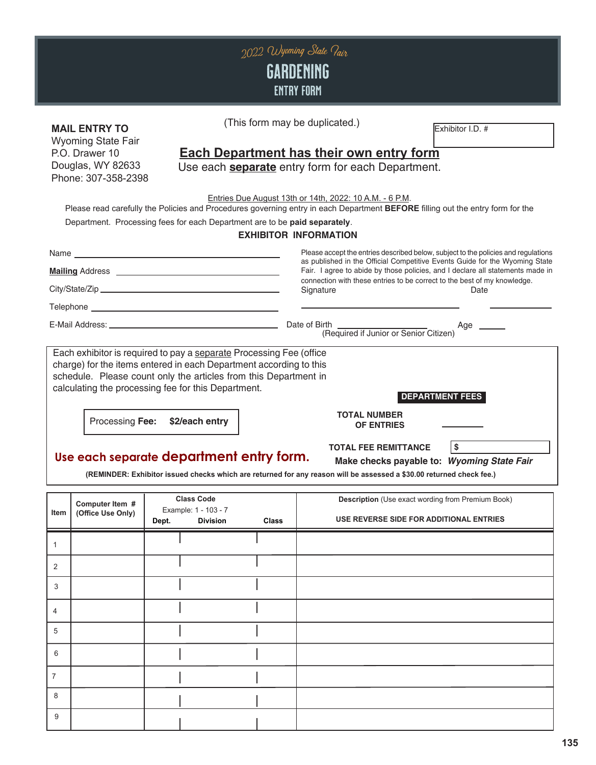# 2022 Wyoming State Fair

# GARDENING

## ENTRY FORM

(This form may be duplicated.)

**MAIL ENTRY TO**
Wyoming State Fair
P.O. Drawer 10
Douglas, WY 82633
Phone: 307-358-2398

Exhibitor I.D. #

**Each Department has their own entry form**

Use each **separate** entry form for each Department.

Entries Due August 13th or 14th, 2022: 10 A.M. - 6 P.M.

Please read carefully the Policies and Procedures governing entry in each Department **BEFORE** filling out the entry form for the Department. Processing fees for each Department are to be **paid separately**.

**EXHIBITOR INFORMATION**

Name ______________________________

**Mailing** Address ______________________________

City/State/Zip ______________________________

Telephone ______________________________

E-Mail Address: ______________________________

Please accept the entries described below, subject to the policies and regulations as published in the Official Competitive Events Guide for the Wyoming State Fair. I agree to abide by those policies, and I declare all statements made in connection with these entries to be correct to the best of my knowledge.

Signature ______________________ Date __________

Date of Birth ________________ Age ______
(Required if Junior or Senior Citizen)

Each exhibitor is required to pay a separate Processing Fee (office charge) for the items entered in each Department according to this schedule. Please count only the articles from this Department in calculating the processing fee for this Department.

Processing **Fee:** **$2/each entry**

**DEPARTMENT FEES**

**TOTAL NUMBER OF ENTRIES** __________

**TOTAL FEE REMITTANCE** $ __________

**Make checks payable to:** ***Wyoming State Fair***

**Use each separate department entry form.**

**(REMINDER: Exhibitor issued checks which are returned for any reason will be assessed a $30.00 returned check fee.)**

| Item | Computer Item # (Office Use Only) | Class Code Example: 1 - 103 - 7 Dept. | Division | Class | **Description** (Use exact wording from Premium Book) USE REVERSE SIDE FOR ADDITIONAL ENTRIES |
|---|---|---|---|---|---|
| 1 | | | | | |
| 2 | | | | | |
| 3 | | | | | |
| 4 | | | | | |
| 5 | | | | | |
| 6 | | | | | |
| 7 | | | | | |
| 8 | | | | | |
| 9 | | | | | |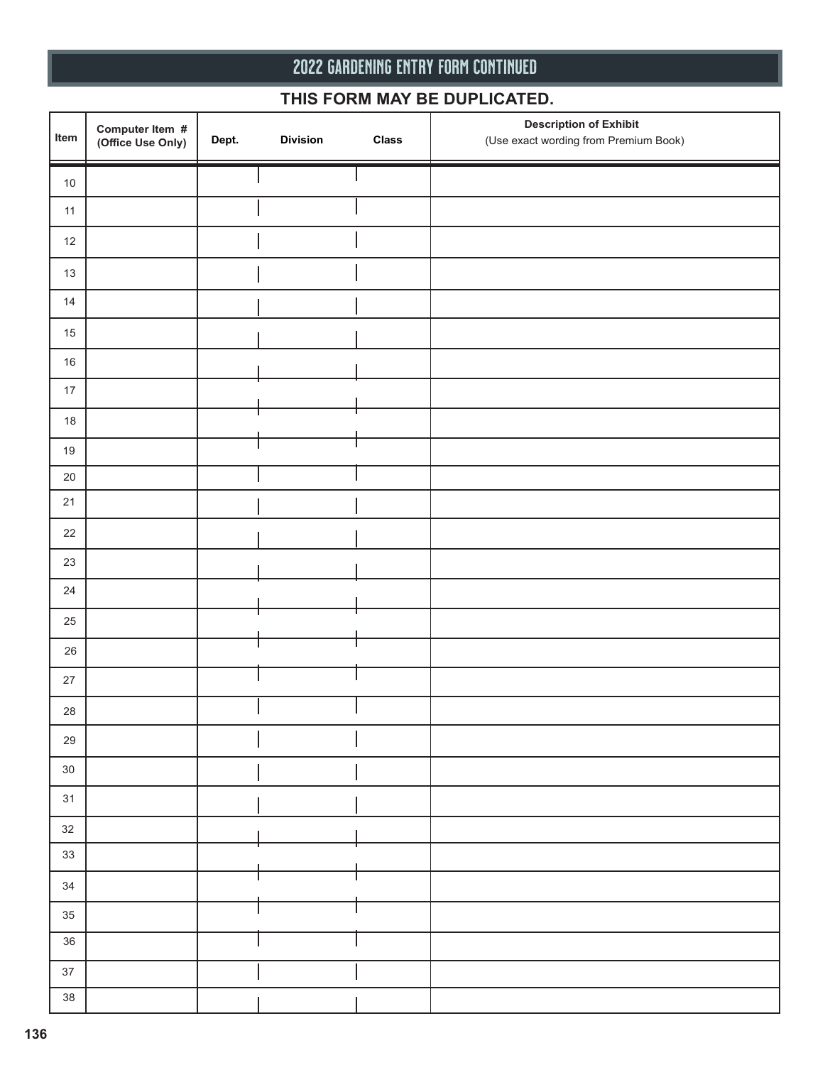# 2022 GARDENING ENTRY FORM CONTINUED

**THIS FORM MAY BE DUPLICATED.**

| Item | Computer Item # (Office Use Only) | Dept. | Division | Class | Description of Exhibit (Use exact wording from Premium Book) |
|---|---|---|---|---|---|
| 10 | | | | | |
| 11 | | | | | |
| 12 | | | | | |
| 13 | | | | | |
| 14 | | | | | |
| 15 | | | | | |
| 16 | | | | | |
| 17 | | | | | |
| 18 | | | | | |
| 19 | | | | | |
| 20 | | | | | |
| 21 | | | | | |
| 22 | | | | | |
| 23 | | | | | |
| 24 | | | | | |
| 25 | | | | | |
| 26 | | | | | |
| 27 | | | | | |
| 28 | | | | | |
| 29 | | | | | |
| 30 | | | | | |
| 31 | | | | | |
| 32 | | | | | |
| 33 | | | | | |
| 34 | | | | | |
| 35 | | | | | |
| 36 | | | | | |
| 37 | | | | | |
| 38 | | | | | |